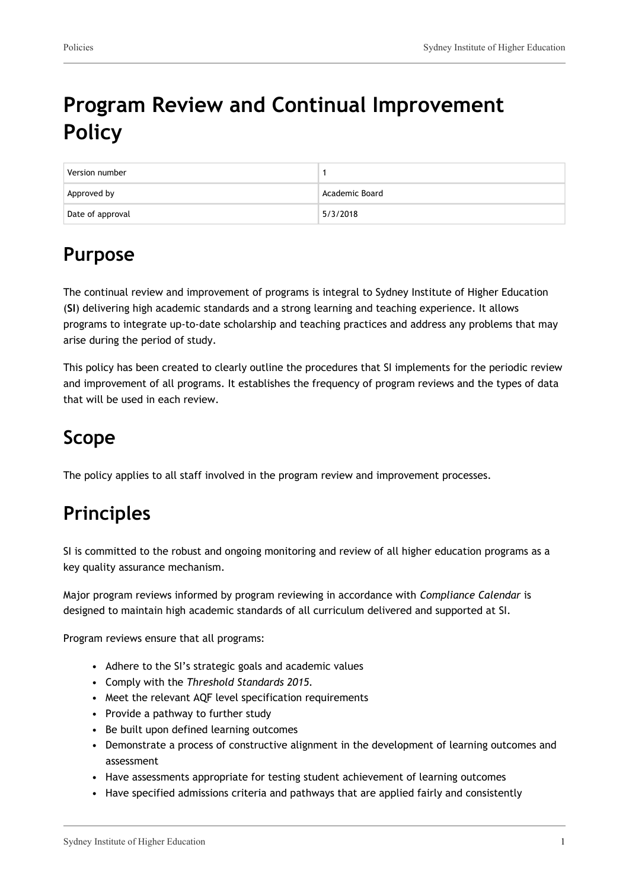# Program Review and Continual Improvement Policy

| Version number | 1 |
| --- | --- |
| Approved by | Academic Board |
| Date of approval | 5/3/2018 |

## Purpose

The continual review and improvement of programs is integral to Sydney Institute of Higher Education (**SI**) delivering high academic standards and a strong learning and teaching experience. It allows programs to integrate up-to-date scholarship and teaching practices and address any problems that may arise during the period of study.

This policy has been created to clearly outline the procedures that SI implements for the periodic review and improvement of all programs. It establishes the frequency of program reviews and the types of data that will be used in each review.

## Scope

The policy applies to all staff involved in the program review and improvement processes.

## Principles

SI is committed to the robust and ongoing monitoring and review of all higher education programs as a key quality assurance mechanism.

Major program reviews informed by program reviewing in accordance with *Compliance Calendar* is designed to maintain high academic standards of all curriculum delivered and supported at SI.

Program reviews ensure that all programs:

- Adhere to the SI's strategic goals and academic values
- Comply with the *Threshold Standards 2015*.
- Meet the relevant AQF level specification requirements
- Provide a pathway to further study
- Be built upon defined learning outcomes
- Demonstrate a process of constructive alignment in the development of learning outcomes and assessment
- Have assessments appropriate for testing student achievement of learning outcomes
- Have specified admissions criteria and pathways that are applied fairly and consistently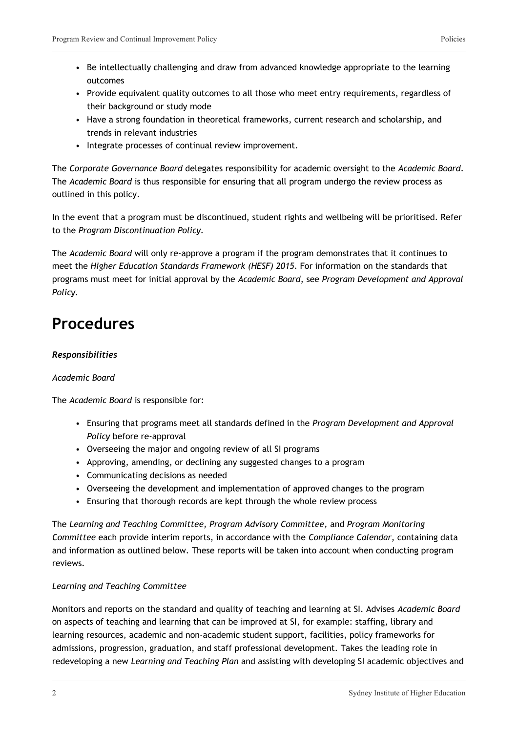- Be intellectually challenging and draw from advanced knowledge appropriate to the learning outcomes
- Provide equivalent quality outcomes to all those who meet entry requirements, regardless of their background or study mode
- Have a strong foundation in theoretical frameworks, current research and scholarship, and trends in relevant industries
- Integrate processes of continual review improvement.

The *Corporate Governance Board* delegates responsibility for academic oversight to the *Academic Board*. The *Academic Board* is thus responsible for ensuring that all program undergo the review process as outlined in this policy.

In the event that a program must be discontinued, student rights and wellbeing will be prioritised. Refer to the *Program Discontinuation Policy*.

The *Academic Board* will only re-approve a program if the program demonstrates that it continues to meet the *Higher Education Standards Framework (HESF) 2015*. For information on the standards that programs must meet for initial approval by the *Academic Board,* see *Program Development and Approval Policy*.

# Procedures

***Responsibilities***

*Academic Board*

The *Academic Board* is responsible for:

- Ensuring that programs meet all standards defined in the *Program Development and Approval Policy* before re-approval
- Overseeing the major and ongoing review of all SI programs
- Approving, amending, or declining any suggested changes to a program
- Communicating decisions as needed
- Overseeing the development and implementation of approved changes to the program
- Ensuring that thorough records are kept through the whole review process

The *Learning and Teaching Committee, Program Advisory Committee,* and *Program Monitoring Committee* each provide interim reports, in accordance with the *Compliance Calendar*, containing data and information as outlined below. These reports will be taken into account when conducting program reviews.

*Learning and Teaching Committee*

Monitors and reports on the standard and quality of teaching and learning at SI. Advises *Academic Board* on aspects of teaching and learning that can be improved at SI, for example: staffing, library and learning resources, academic and non-academic student support, facilities, policy frameworks for admissions, progression, graduation, and staff professional development. Takes the leading role in redeveloping a new *Learning and Teaching Plan* and assisting with developing SI academic objectives and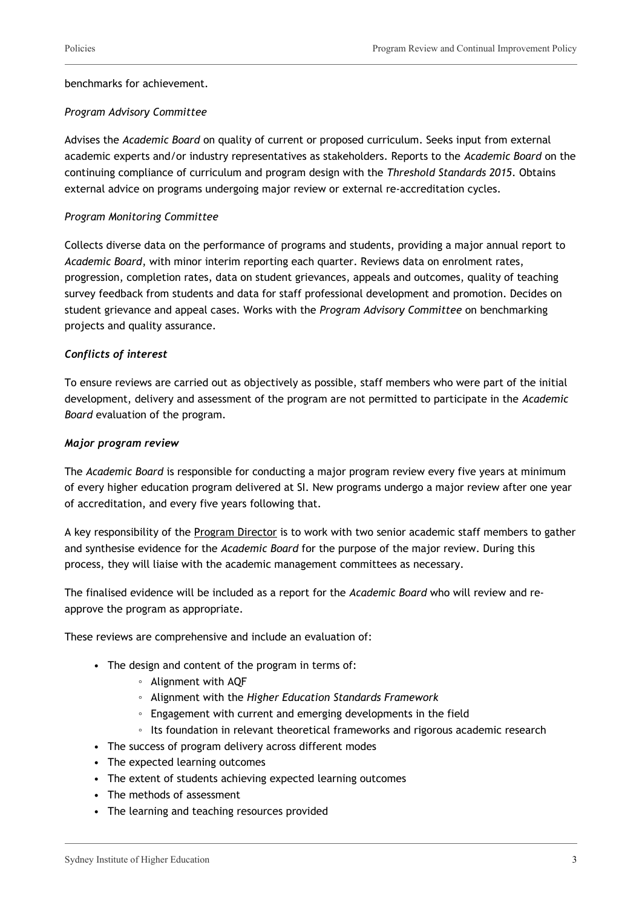benchmarks for achievement.

*Program Advisory Committee*

Advises the *Academic Board* on quality of current or proposed curriculum. Seeks input from external academic experts and/or industry representatives as stakeholders. Reports to the *Academic Board* on the continuing compliance of curriculum and program design with the *Threshold Standards 2015*. Obtains external advice on programs undergoing major review or external re-accreditation cycles.

*Program Monitoring Committee*

Collects diverse data on the performance of programs and students, providing a major annual report to *Academic Board*, with minor interim reporting each quarter. Reviews data on enrolment rates, progression, completion rates, data on student grievances, appeals and outcomes, quality of teaching survey feedback from students and data for staff professional development and promotion. Decides on student grievance and appeal cases. Works with the *Program Advisory Committee* on benchmarking projects and quality assurance.

***Conflicts of interest***

To ensure reviews are carried out as objectively as possible, staff members who were part of the initial development, delivery and assessment of the program are not permitted to participate in the *Academic Board* evaluation of the program.

***Major program review***

The *Academic Board* is responsible for conducting a major program review every five years at minimum of every higher education program delivered at SI. New programs undergo a major review after one year of accreditation, and every five years following that.

A key responsibility of the Program Director is to work with two senior academic staff members to gather and synthesise evidence for the *Academic Board* for the purpose of the major review. During this process, they will liaise with the academic management committees as necessary.

The finalised evidence will be included as a report for the *Academic Board* who will review and re-approve the program as appropriate.

These reviews are comprehensive and include an evaluation of:

- The design and content of the program in terms of:
  - Alignment with AQF
  - Alignment with the *Higher Education Standards Framework*
  - Engagement with current and emerging developments in the field
  - Its foundation in relevant theoretical frameworks and rigorous academic research
- The success of program delivery across different modes
- The expected learning outcomes
- The extent of students achieving expected learning outcomes
- The methods of assessment
- The learning and teaching resources provided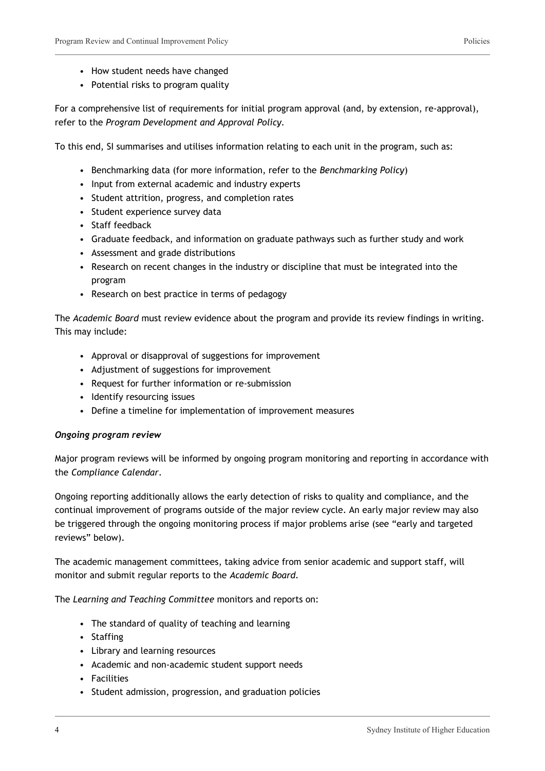- How student needs have changed
- Potential risks to program quality

For a comprehensive list of requirements for initial program approval (and, by extension, re-approval), refer to the *Program Development and Approval Policy*.

To this end, SI summarises and utilises information relating to each unit in the program, such as:

- Benchmarking data (for more information, refer to the *Benchmarking Policy*)
- Input from external academic and industry experts
- Student attrition, progress, and completion rates
- Student experience survey data
- Staff feedback
- Graduate feedback, and information on graduate pathways such as further study and work
- Assessment and grade distributions
- Research on recent changes in the industry or discipline that must be integrated into the program
- Research on best practice in terms of pedagogy

The *Academic Board* must review evidence about the program and provide its review findings in writing. This may include:

- Approval or disapproval of suggestions for improvement
- Adjustment of suggestions for improvement
- Request for further information or re-submission
- Identify resourcing issues
- Define a timeline for implementation of improvement measures

***Ongoing program review***

Major program reviews will be informed by ongoing program monitoring and reporting in accordance with the *Compliance Calendar*.

Ongoing reporting additionally allows the early detection of risks to quality and compliance, and the continual improvement of programs outside of the major review cycle. An early major review may also be triggered through the ongoing monitoring process if major problems arise (see "early and targeted reviews" below).

The academic management committees, taking advice from senior academic and support staff, will monitor and submit regular reports to the *Academic Board*.

The *Learning and Teaching Committee* monitors and reports on:

- The standard of quality of teaching and learning
- Staffing
- Library and learning resources
- Academic and non-academic student support needs
- Facilities
- Student admission, progression, and graduation policies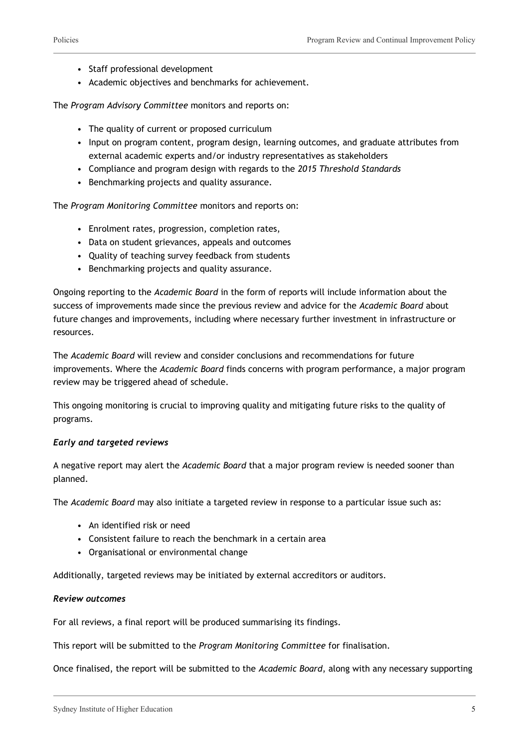- Staff professional development
- Academic objectives and benchmarks for achievement.

The *Program Advisory Committee* monitors and reports on:

- The quality of current or proposed curriculum
- Input on program content, program design, learning outcomes, and graduate attributes from external academic experts and/or industry representatives as stakeholders
- Compliance and program design with regards to the *2015 Threshold Standards*
- Benchmarking projects and quality assurance.

The *Program Monitoring Committee* monitors and reports on:

- Enrolment rates, progression, completion rates,
- Data on student grievances, appeals and outcomes
- Quality of teaching survey feedback from students
- Benchmarking projects and quality assurance.

Ongoing reporting to the *Academic Board* in the form of reports will include information about the success of improvements made since the previous review and advice for the *Academic Board* about future changes and improvements, including where necessary further investment in infrastructure or resources.

The *Academic Board* will review and consider conclusions and recommendations for future improvements. Where the *Academic Board* finds concerns with program performance, a major program review may be triggered ahead of schedule.

This ongoing monitoring is crucial to improving quality and mitigating future risks to the quality of programs.

***Early and targeted reviews***

A negative report may alert the *Academic Board* that a major program review is needed sooner than planned.

The *Academic Board* may also initiate a targeted review in response to a particular issue such as:

- An identified risk or need
- Consistent failure to reach the benchmark in a certain area
- Organisational or environmental change

Additionally, targeted reviews may be initiated by external accreditors or auditors.

***Review outcomes***

For all reviews, a final report will be produced summarising its findings.

This report will be submitted to the *Program Monitoring Committee* for finalisation.

Once finalised, the report will be submitted to the *Academic Board*, along with any necessary supporting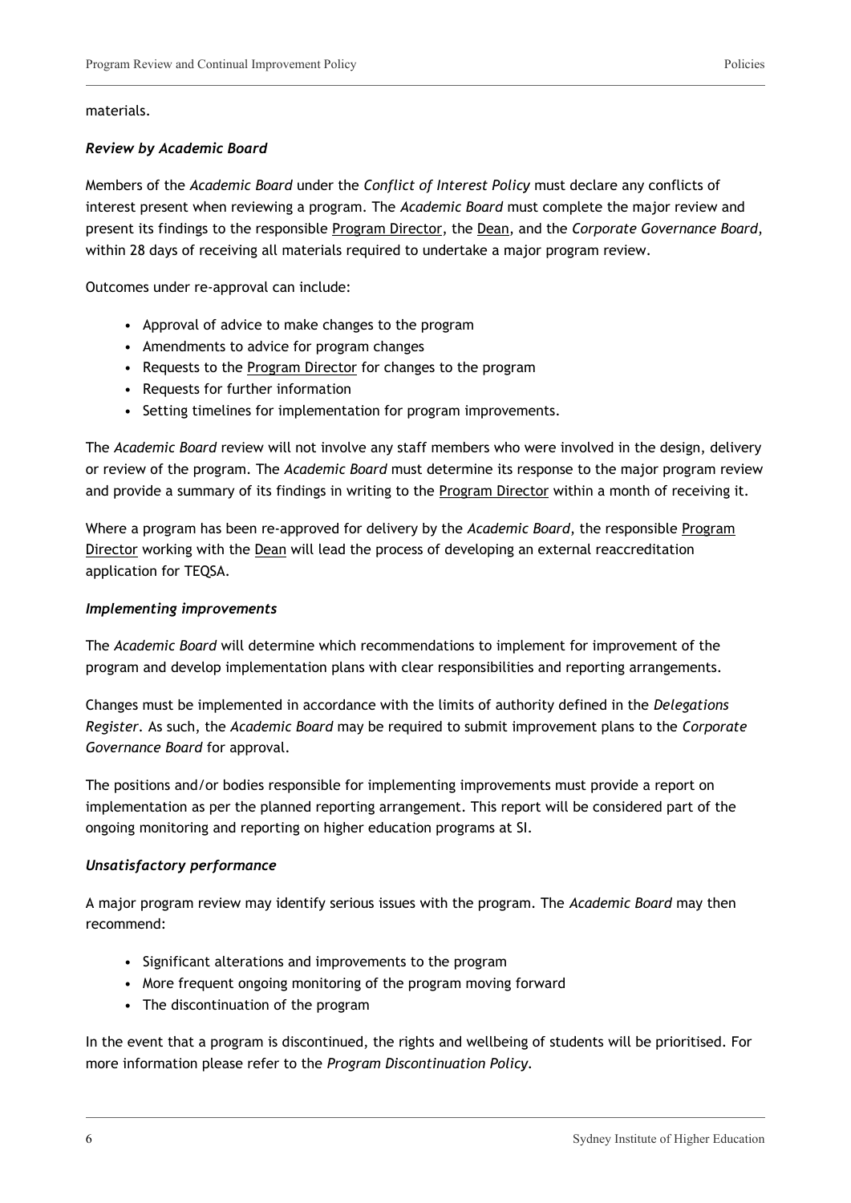materials.

***Review by Academic Board***

Members of the *Academic Board* under the *Conflict of Interest Policy* must declare any conflicts of interest present when reviewing a program. The *Academic Board* must complete the major review and present its findings to the responsible Program Director, the Dean, and the *Corporate Governance Board*, within 28 days of receiving all materials required to undertake a major program review.

Outcomes under re-approval can include:

- Approval of advice to make changes to the program
- Amendments to advice for program changes
- Requests to the Program Director for changes to the program
- Requests for further information
- Setting timelines for implementation for program improvements.

The *Academic Board* review will not involve any staff members who were involved in the design, delivery or review of the program. The *Academic Board* must determine its response to the major program review and provide a summary of its findings in writing to the Program Director within a month of receiving it.

Where a program has been re-approved for delivery by the *Academic Board*, the responsible Program Director working with the Dean will lead the process of developing an external reaccreditation application for TEQSA.

***Implementing improvements***

The *Academic Board* will determine which recommendations to implement for improvement of the program and develop implementation plans with clear responsibilities and reporting arrangements.

Changes must be implemented in accordance with the limits of authority defined in the *Delegations Register*. As such, the *Academic Board* may be required to submit improvement plans to the *Corporate Governance Board* for approval.

The positions and/or bodies responsible for implementing improvements must provide a report on implementation as per the planned reporting arrangement. This report will be considered part of the ongoing monitoring and reporting on higher education programs at SI.

***Unsatisfactory performance***

A major program review may identify serious issues with the program. The *Academic Board* may then recommend:

- Significant alterations and improvements to the program
- More frequent ongoing monitoring of the program moving forward
- The discontinuation of the program

In the event that a program is discontinued, the rights and wellbeing of students will be prioritised. For more information please refer to the *Program Discontinuation Policy*.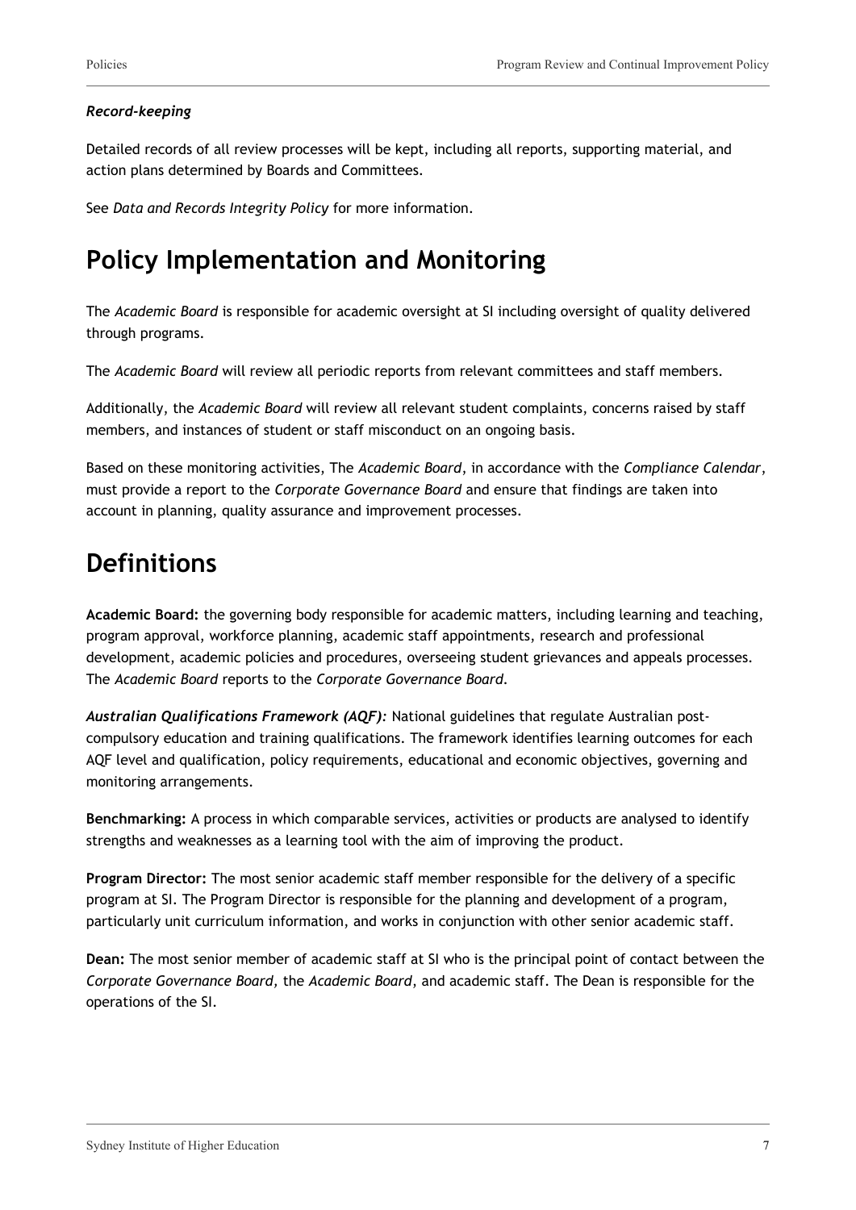***Record-keeping***

Detailed records of all review processes will be kept, including all reports, supporting material, and action plans determined by Boards and Committees.

See *Data and Records Integrity Policy* for more information.

# Policy Implementation and Monitoring

The *Academic Board* is responsible for academic oversight at SI including oversight of quality delivered through programs.

The *Academic Board* will review all periodic reports from relevant committees and staff members.

Additionally, the *Academic Board* will review all relevant student complaints, concerns raised by staff members, and instances of student or staff misconduct on an ongoing basis.

Based on these monitoring activities, The *Academic Board*, in accordance with the *Compliance Calendar*, must provide a report to the *Corporate Governance Board* and ensure that findings are taken into account in planning, quality assurance and improvement processes.

# Definitions

**Academic Board:** the governing body responsible for academic matters, including learning and teaching, program approval, workforce planning, academic staff appointments, research and professional development, academic policies and procedures, overseeing student grievances and appeals processes. The *Academic Board* reports to the *Corporate Governance Board*.

***Australian Qualifications Framework (AQF):*** National guidelines that regulate Australian post-compulsory education and training qualifications. The framework identifies learning outcomes for each AQF level and qualification, policy requirements, educational and economic objectives, governing and monitoring arrangements.

**Benchmarking:** A process in which comparable services, activities or products are analysed to identify strengths and weaknesses as a learning tool with the aim of improving the product.

**Program Director:** The most senior academic staff member responsible for the delivery of a specific program at SI. The Program Director is responsible for the planning and development of a program, particularly unit curriculum information, and works in conjunction with other senior academic staff.

**Dean:** The most senior member of academic staff at SI who is the principal point of contact between the *Corporate Governance Board*, the *Academic Board*, and academic staff. The Dean is responsible for the operations of the SI.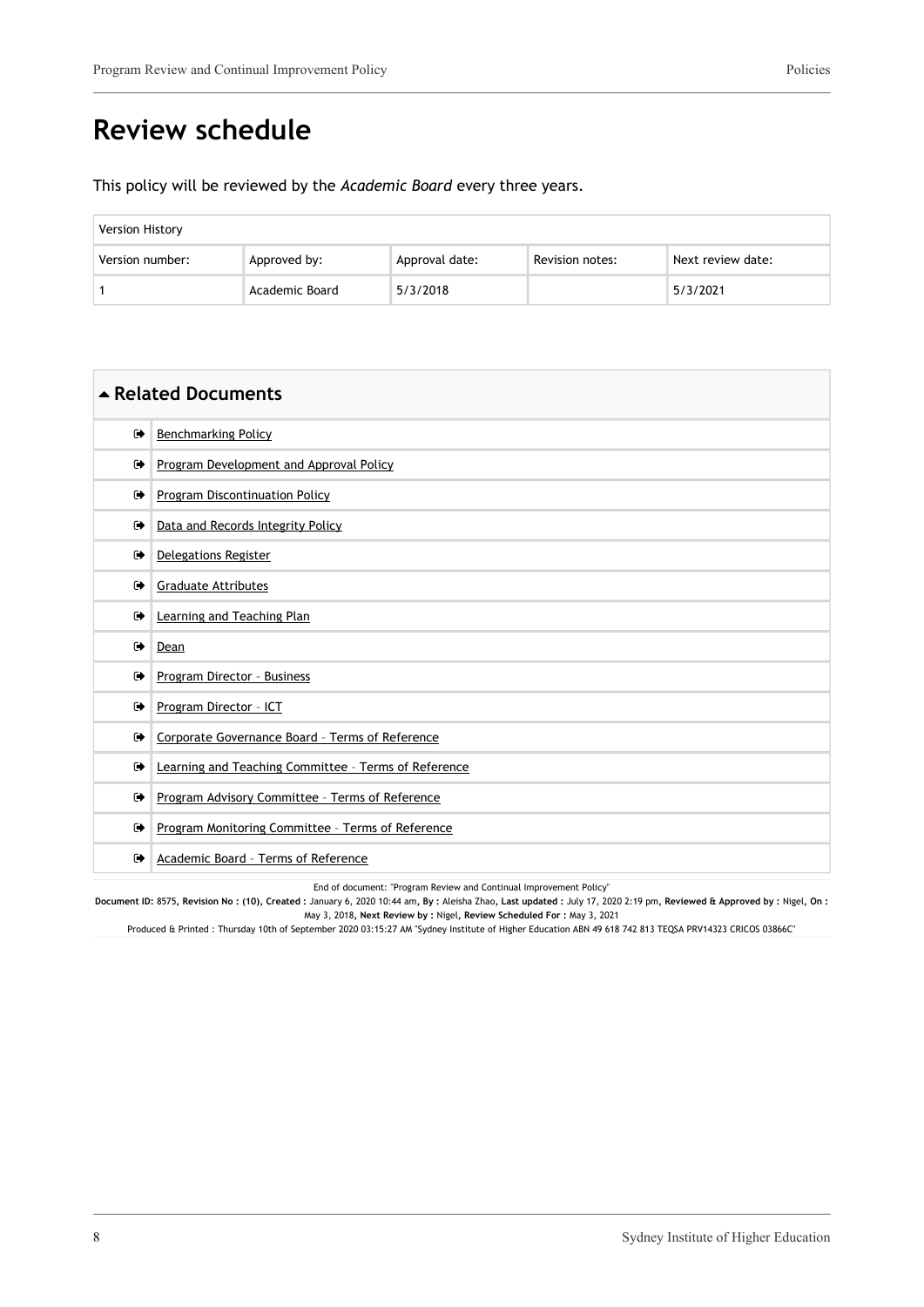## Review schedule

This policy will be reviewed by the *Academic Board* every three years.

| Version History | | | | |
|---|---|---|---|---|
| Version number: | Approved by: | Approval date: | Revision notes: | Next review date: |
| 1 | Academic Board | 5/3/2018 | | 5/3/2021 |

### Related Documents

- Benchmarking Policy
- Program Development and Approval Policy
- Program Discontinuation Policy
- Data and Records Integrity Policy
- Delegations Register
- Graduate Attributes
- Learning and Teaching Plan
- Dean
- Program Director – Business
- Program Director – ICT
- Corporate Governance Board – Terms of Reference
- Learning and Teaching Committee – Terms of Reference
- Program Advisory Committee – Terms of Reference
- Program Monitoring Committee – Terms of Reference
- Academic Board – Terms of Reference

End of document: "Program Review and Continual Improvement Policy"

**Document ID:** 8575, **Revision No : (10)**, **Created :** January 6, 2020 10:44 am, **By :** Aleisha Zhao, **Last updated :** July 17, 2020 2:19 pm, **Reviewed & Approved by :** Nigel, **On :** May 3, 2018, **Next Review by :** Nigel, **Review Scheduled For :** May 3, 2021

Produced & Printed : Thursday 10th of September 2020 03:15:27 AM "Sydney Institute of Higher Education ABN 49 618 742 813 TEQSA PRV14323 CRICOS 03866C"